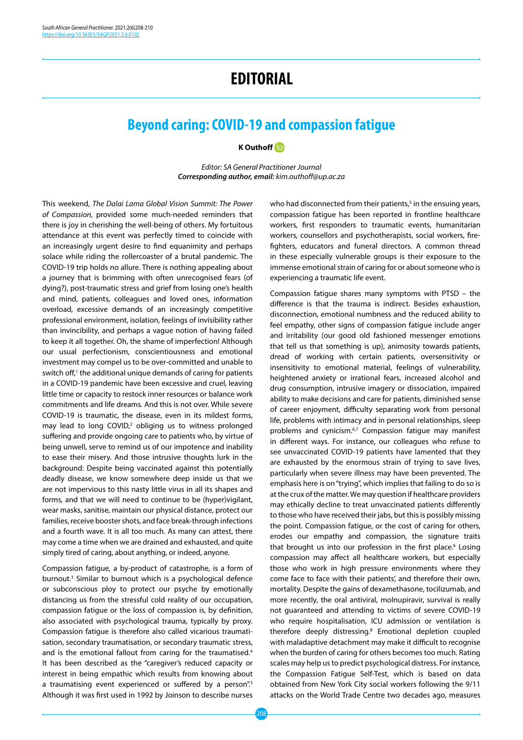# EDITORIAL

## Beyond caring: COVID-19 and compassion fatigue

**K Outhoff**

*Editor: SA General Practitioner Journal*
***Corresponding author, email:** kim.outhoff@up.ac.za*

This weekend, *The Dalai Lama Global Vision Summit: The Power of Compassion,* provided some much-needed reminders that there is joy in cherishing the well-being of others. My fortuitous attendance at this event was perfectly timed to coincide with an increasingly urgent desire to find equanimity and perhaps solace while riding the rollercoaster of a brutal pandemic. The COVID-19 trip holds no allure. There is nothing appealing about a journey that is brimming with often unrecognised fears (of dying?), post-traumatic stress and grief from losing one's health and mind, patients, colleagues and loved ones, information overload, excessive demands of an increasingly competitive professional environment, isolation, feelings of invisibility rather than invincibility, and perhaps a vague notion of having failed to keep it all together. Oh, the shame of imperfection! Although our usual perfectionism, conscientiousness and emotional investment may compel us to be over-committed and unable to switch off,[1] the additional unique demands of caring for patients in a COVID-19 pandemic have been excessive and cruel, leaving little time or capacity to restock inner resources or balance work commitments and life dreams. And this is not over. While severe COVID-19 is traumatic, the disease, even in its mildest forms, may lead to long COVID,[2] obliging us to witness prolonged suffering and provide ongoing care to patients who, by virtue of being unwell, serve to remind us of our impotence and inability to ease their misery. And those intrusive thoughts lurk in the background: Despite being vaccinated against this potentially deadly disease, we know somewhere deep inside us that we are not impervious to this nasty little virus in all its shapes and forms, and that we will need to continue to be (hyper)vigilant, wear masks, sanitise, maintain our physical distance, protect our families, receive booster shots, and face break-through infections and a fourth wave. It is all too much. As many can attest, there may come a time when we are drained and exhausted, and quite simply tired of caring, about anything, or indeed, anyone.

Compassion fatigue, a by-product of catastrophe, is a form of burnout.[3] Similar to burnout which is a psychological defence or subconscious ploy to protect our psyche by emotionally distancing us from the stressful cold reality of our occupation, compassion fatigue or the loss of compassion is, by definition, also associated with psychological trauma, typically by proxy. Compassion fatigue is therefore also called vicarious traumatisation, secondary traumatisation, or secondary traumatic stress, and is the emotional fallout from caring for the traumatised.[4] It has been described as the "caregiver's reduced capacity or interest in being empathic which results from knowing about a traumatising event experienced or suffered by a person".[3] Although it was first used in 1992 by Joinson to describe nurses who had disconnected from their patients,[5] in the ensuing years, compassion fatigue has been reported in frontline healthcare workers, first responders to traumatic events, humanitarian workers, counsellors and psychotherapists, social workers, fire-fighters, educators and funeral directors. A common thread in these especially vulnerable groups is their exposure to the immense emotional strain of caring for or about someone who is experiencing a traumatic life event.

Compassion fatigue shares many symptoms with PTSD – the difference is that the trauma is indirect. Besides exhaustion, disconnection, emotional numbness and the reduced ability to feel empathy, other signs of compassion fatigue include anger and irritability (our good old fashioned messenger emotions that tell us that something is up), animosity towards patients, dread of working with certain patients, oversensitivity or insensitivity to emotional material, feelings of vulnerability, heightened anxiety or irrational fears, increased alcohol and drug consumption, intrusive imagery or dissociation, impaired ability to make decisions and care for patients, diminished sense of career enjoyment, difficulty separating work from personal life, problems with intimacy and in personal relationships, sleep problems and cynicism.[6,7] Compassion fatigue may manifest in different ways. For instance, our colleagues who refuse to see unvaccinated COVID-19 patients have lamented that they are exhausted by the enormous strain of trying to save lives, particularly when severe illness may have been prevented. The emphasis here is on "trying", which implies that failing to do so is at the crux of the matter. We may question if healthcare providers may ethically decline to treat unvaccinated patients differently to those who have received their jabs, but this is possibly missing the point. Compassion fatigue, or the cost of caring for others, erodes our empathy and compassion, the signature traits that brought us into our profession in the first place.[6] Losing compassion may affect all healthcare workers, but especially those who work in high pressure environments where they come face to face with their patients', and therefore their own, mortality. Despite the gains of dexamethasone, tocilizumab, and more recently, the oral antiviral, molnupiravir, survival is really not guaranteed and attending to victims of severe COVID-19 who require hospitalisation, ICU admission or ventilation is therefore deeply distressing.[8] Emotional depletion coupled with maladaptive detachment may make it difficult to recognise when the burden of caring for others becomes too much. Rating scales may help us to predict psychological distress. For instance, the Compassion Fatigue Self-Test, which is based on data obtained from New York City social workers following the 9/11 attacks on the World Trade Centre two decades ago, measures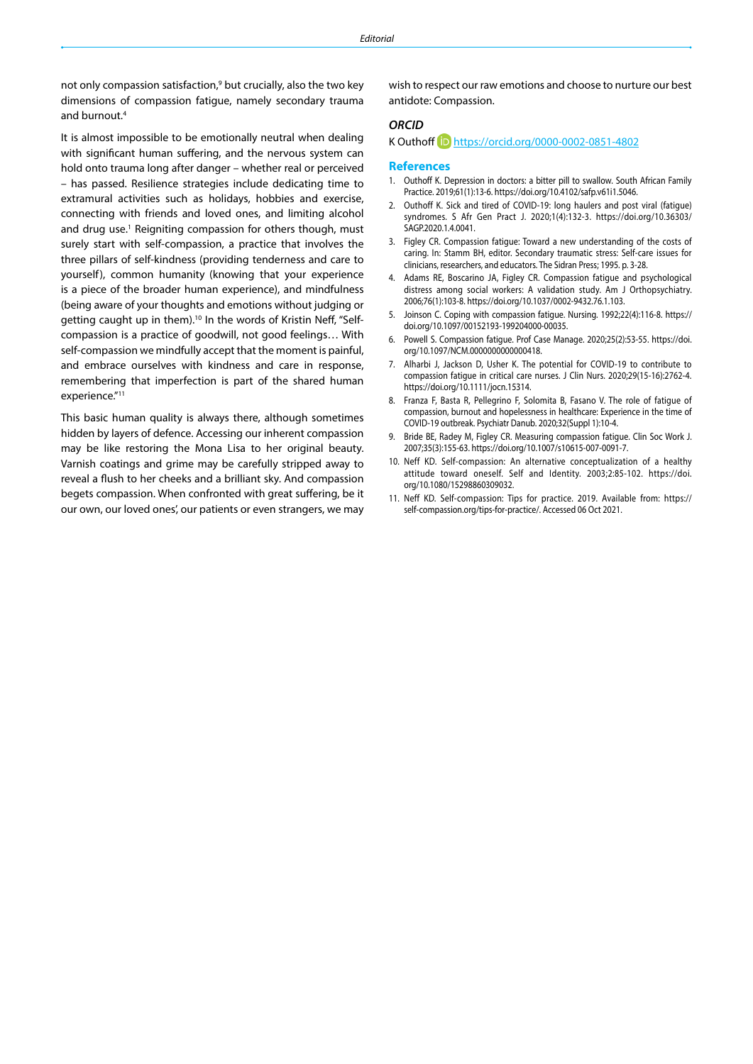not only compassion satisfaction,[9] but crucially, also the two key dimensions of compassion fatigue, namely secondary trauma and burnout.[4]

It is almost impossible to be emotionally neutral when dealing with significant human suffering, and the nervous system can hold onto trauma long after danger – whether real or perceived – has passed. Resilience strategies include dedicating time to extramural activities such as holidays, hobbies and exercise, connecting with friends and loved ones, and limiting alcohol and drug use.[1] Reigniting compassion for others though, must surely start with self-compassion, a practice that involves the three pillars of self-kindness (providing tenderness and care to yourself), common humanity (knowing that your experience is a piece of the broader human experience), and mindfulness (being aware of your thoughts and emotions without judging or getting caught up in them).[10] In the words of Kristin Neff, "Self-compassion is a practice of goodwill, not good feelings… With self-compassion we mindfully accept that the moment is painful, and embrace ourselves with kindness and care in response, remembering that imperfection is part of the shared human experience."[11]

This basic human quality is always there, although sometimes hidden by layers of defence. Accessing our inherent compassion may be like restoring the Mona Lisa to her original beauty. Varnish coatings and grime may be carefully stripped away to reveal a flush to her cheeks and a brilliant sky. And compassion begets compassion. When confronted with great suffering, be it our own, our loved ones', our patients or even strangers, we may wish to respect our raw emotions and choose to nurture our best antidote: Compassion.

### ORCID

K Outhoff https://orcid.org/0000-0002-0851-4802

## References

1. Outhoff K. Depression in doctors: a bitter pill to swallow. South African Family Practice. 2019;61(1):13-6. https://doi.org/10.4102/safp.v61i1.5046.
2. Outhoff K. Sick and tired of COVID-19: long haulers and post viral (fatigue) syndromes. S Afr Gen Pract J. 2020;1(4):132-3. https://doi.org/10.36303/SAGP.2020.1.4.0041.
3. Figley CR. Compassion fatigue: Toward a new understanding of the costs of caring. In: Stamm BH, editor. Secondary traumatic stress: Self-care issues for clinicians, researchers, and educators. The Sidran Press; 1995. p. 3-28.
4. Adams RE, Boscarino JA, Figley CR. Compassion fatigue and psychological distress among social workers: A validation study. Am J Orthopsychiatry. 2006;76(1):103-8. https://doi.org/10.1037/0002-9432.76.1.103.
5. Joinson C. Coping with compassion fatigue. Nursing. 1992;22(4):116-8. https://doi.org/10.1097/00152193-199204000-00035.
6. Powell S. Compassion fatigue. Prof Case Manage. 2020;25(2):53-55. https://doi.org/10.1097/NCM.0000000000000418.
7. Alharbi J, Jackson D, Usher K. The potential for COVID-19 to contribute to compassion fatigue in critical care nurses. J Clin Nurs. 2020;29(15-16):2762-4. https://doi.org/10.1111/jocn.15314.
8. Franza F, Basta R, Pellegrino F, Solomita B, Fasano V. The role of fatigue of compassion, burnout and hopelessness in healthcare: Experience in the time of COVID-19 outbreak. Psychiatr Danub. 2020;32(Suppl 1):10-4.
9. Bride BE, Radey M, Figley CR. Measuring compassion fatigue. Clin Soc Work J. 2007;35(3):155-63. https://doi.org/10.1007/s10615-007-0091-7.
10. Neff KD. Self-compassion: An alternative conceptualization of a healthy attitude toward oneself. Self and Identity. 2003;2:85-102. https://doi.org/10.1080/15298860309032.
11. Neff KD. Self-compassion: Tips for practice. 2019. Available from: https://self-compassion.org/tips-for-practice/. Accessed 06 Oct 2021.